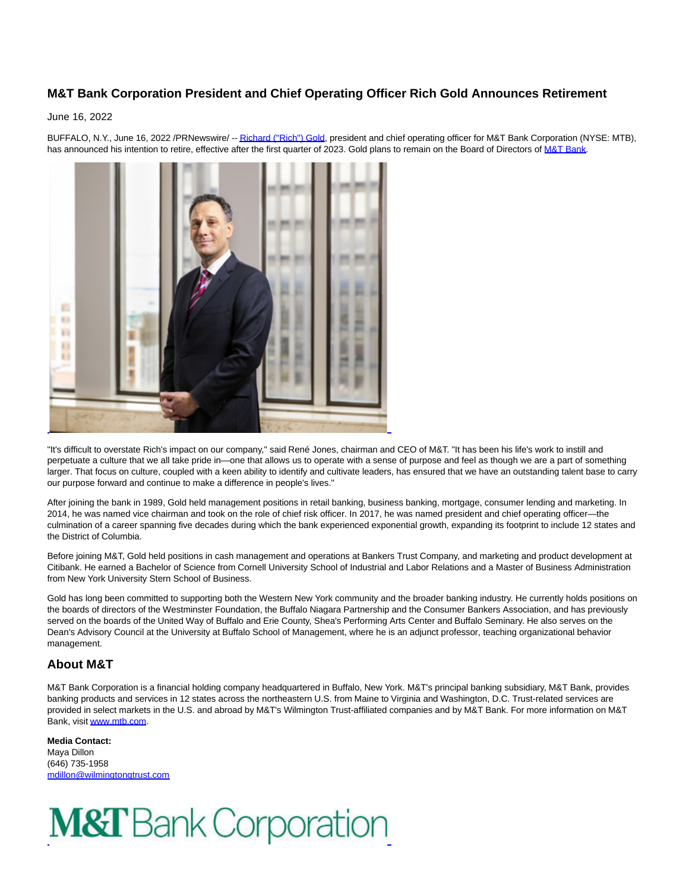# M&T Bank Corporation President and Chief Operating Officer Rich Gold Announces Retirement

June 16, 2022

BUFFALO, N.Y., June 16, 2022 /PRNewswire/ -- Richard ("Rich") Gold, president and chief operating officer for M&T Bank Corporation (NYSE: MTB), has announced his intention to retire, effective after the first quarter of 2023. Gold plans to remain on the Board of Directors of M&T Bank.

"It's difficult to overstate Rich's impact on our company," said René Jones, chairman and CEO of M&T. "It has been his life's work to instill and perpetuate a culture that we all take pride in—one that allows us to operate with a sense of purpose and feel as though we are a part of something larger. That focus on culture, coupled with a keen ability to identify and cultivate leaders, has ensured that we have an outstanding talent base to carry our purpose forward and continue to make a difference in people's lives."

After joining the bank in 1989, Gold held management positions in retail banking, business banking, mortgage, consumer lending and marketing. In 2014, he was named vice chairman and took on the role of chief risk officer. In 2017, he was named president and chief operating officer—the culmination of a career spanning five decades during which the bank experienced exponential growth, expanding its footprint to include 12 states and the District of Columbia.

Before joining M&T, Gold held positions in cash management and operations at Bankers Trust Company, and marketing and product development at Citibank. He earned a Bachelor of Science from Cornell University School of Industrial and Labor Relations and a Master of Business Administration from New York University Stern School of Business.

Gold has long been committed to supporting both the Western New York community and the broader banking industry. He currently holds positions on the boards of directors of the Westminster Foundation, the Buffalo Niagara Partnership and the Consumer Bankers Association, and has previously served on the boards of the United Way of Buffalo and Erie County, Shea's Performing Arts Center and Buffalo Seminary. He also serves on the Dean's Advisory Council at the University at Buffalo School of Management, where he is an adjunct professor, teaching organizational behavior management.

## About M&T

M&T Bank Corporation is a financial holding company headquartered in Buffalo, New York. M&T's principal banking subsidiary, M&T Bank, provides banking products and services in 12 states across the northeastern U.S. from Maine to Virginia and Washington, D.C. Trust-related services are provided in select markets in the U.S. and abroad by M&T's Wilmington Trust-affiliated companies and by M&T Bank. For more information on M&T Bank, visit www.mtb.com.

**Media Contact:**
Maya Dillon
(646) 735-1958
mdillon@wilmingtontrust.com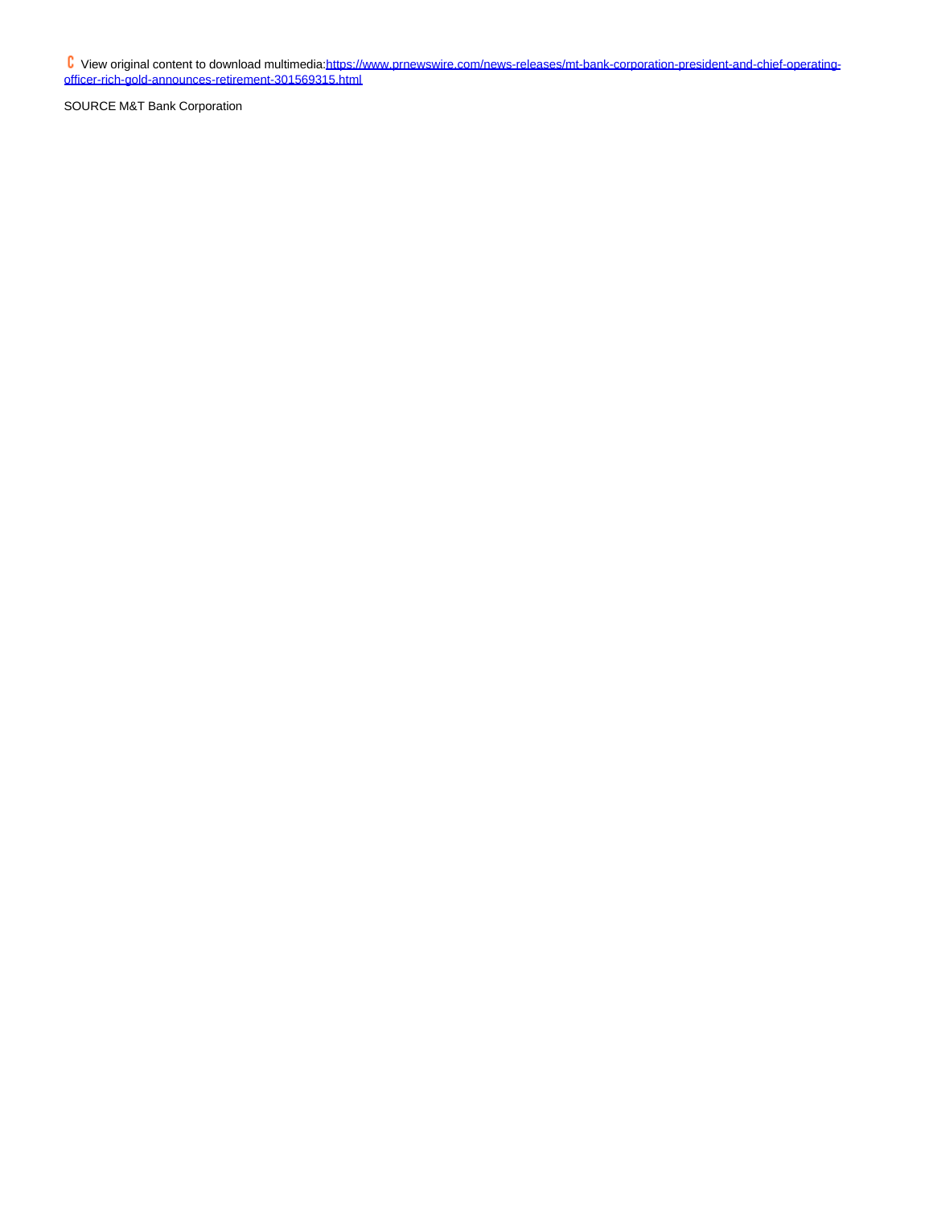C View original content to download multimedia:https://www.prnewswire.com/news-releases/mt-bank-corporation-president-and-chief-operating-officer-rich-gold-announces-retirement-301569315.html

SOURCE M&T Bank Corporation